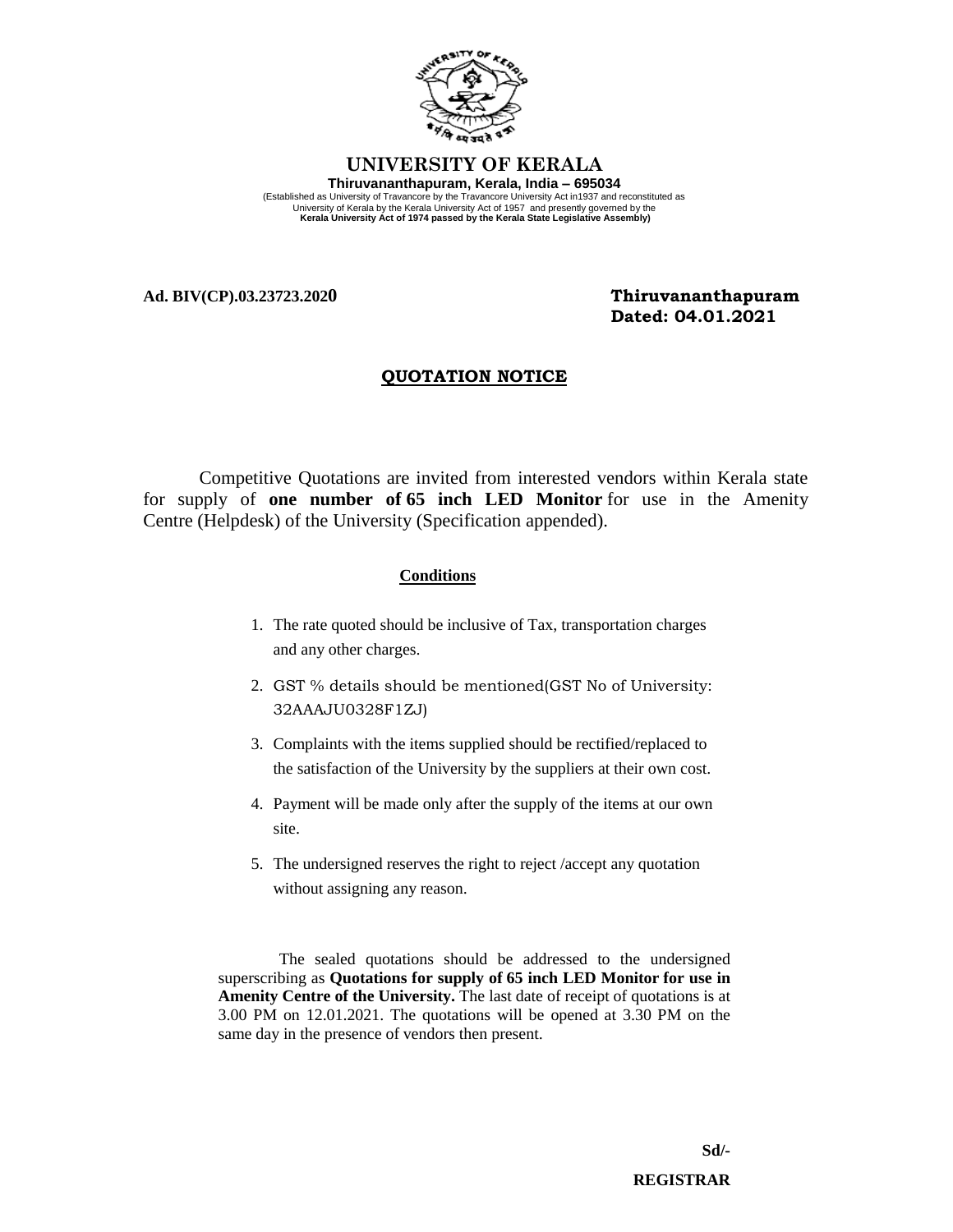# UNIVERSITY OF KERALA

**Thiruvananthapuram, Kerala, India – 695034**

(Established as University of Travancore by the Travancore University Act in1937 and reconstituted as University of Kerala by the Kerala University Act of 1957 and presently governed by the **Kerala University Act of 1974 passed by the Kerala State Legislative Assembly)**

**Ad. BIV(CP).03.23723.2020**

**Thiruvananthapuram**
**Dated: 04.01.2021**

## QUOTATION NOTICE

Competitive Quotations are invited from interested vendors within Kerala state for supply of **one number of 65 inch LED Monitor** for use in the Amenity Centre (Helpdesk) of the University (Specification appended).

**Conditions**

1. The rate quoted should be inclusive of Tax, transportation charges and any other charges.
2. GST % details should be mentioned(GST No of University: 32AAAJU0328F1ZJ)
3. Complaints with the items supplied should be rectified/replaced to the satisfaction of the University by the suppliers at their own cost.
4. Payment will be made only after the supply of the items at our own site.
5. The undersigned reserves the right to reject /accept any quotation without assigning any reason.

The sealed quotations should be addressed to the undersigned superscribing as **Quotations for supply of 65 inch LED Monitor for use in Amenity Centre of the University.** The last date of receipt of quotations is at 3.00 PM on 12.01.2021. The quotations will be opened at 3.30 PM on the same day in the presence of vendors then present.

**Sd/-**

**REGISTRAR**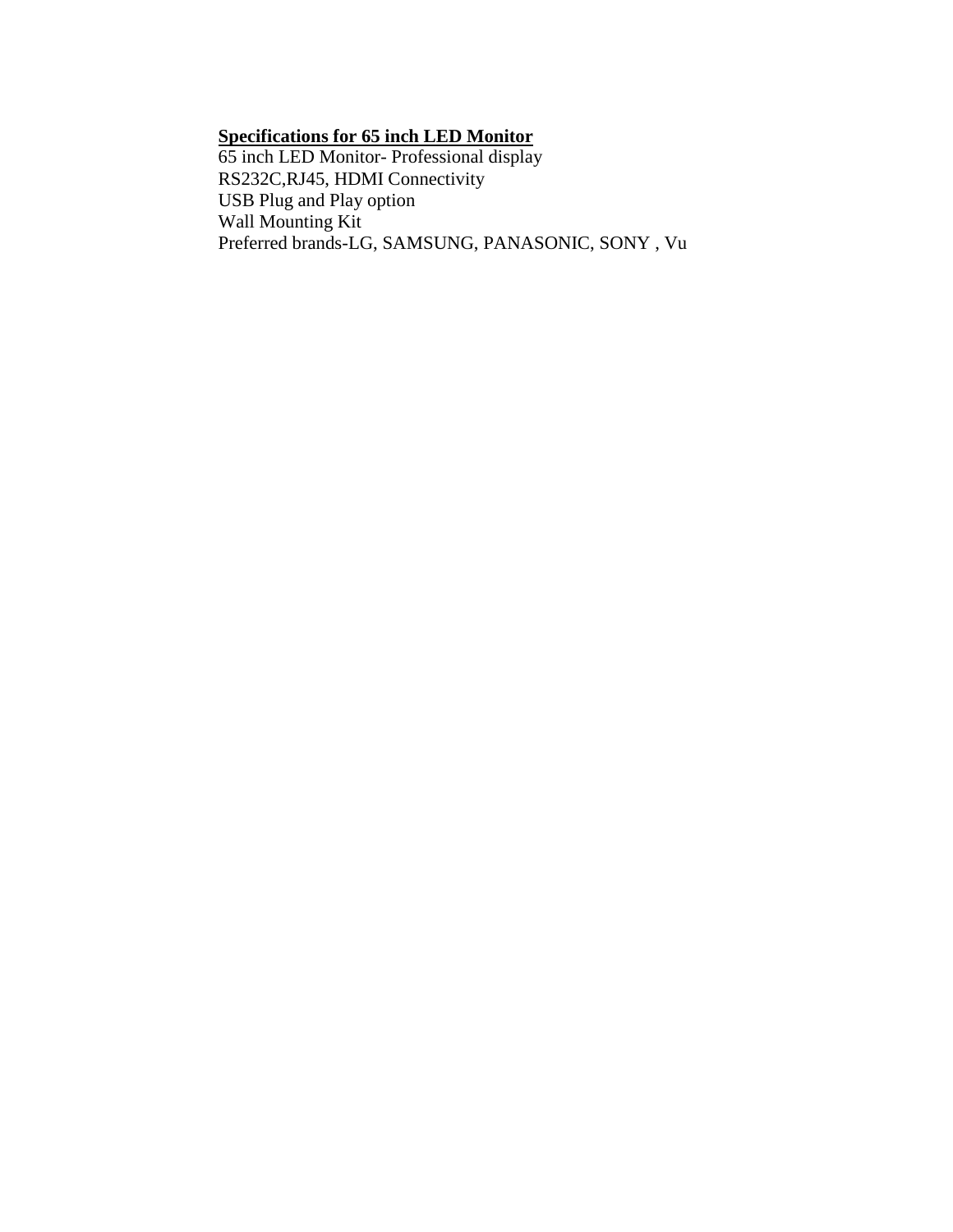**<u>Specifications for 65 inch LED Monitor</u>**

65 inch LED Monitor- Professional display
RS232C,RJ45, HDMI Connectivity
USB Plug and Play option
Wall Mounting Kit
Preferred brands-LG, SAMSUNG, PANASONIC, SONY , Vu